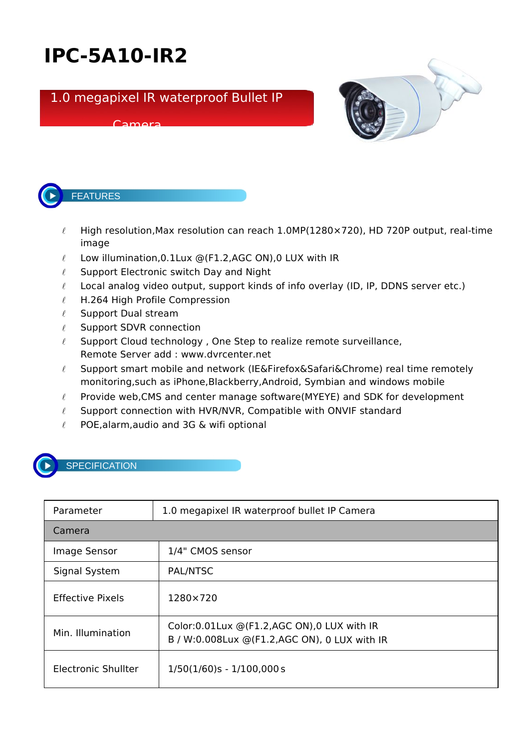# IPC-5A10-IR2

## 1.0 megapixel IR waterproof Bullet IP Camera

## FEATURES

- High resolution,Max resolution can reach 1.0MP(1280×720), HD 720P output, real-time image
- Low illumination,0.1Lux @(F1.2,AGC ON),0 LUX with IR
- Support Electronic switch Day and Night
- Local analog video output, support kinds of info overlay (ID, IP, DDNS server etc.)
- H.264 High Profile Compression
- Support Dual stream
- Support SDVR connection
- Support Cloud technology , One Step to realize remote surveillance,
  Remote Server add : www.dvrcenter.net
- Support smart mobile and network (IE&Firefox&Safari&Chrome) real time remotely monitoring,such as iPhone,Blackberry,Android, Symbian and windows mobile
- Provide web,CMS and center manage software(MYEYE) and SDK for development
- Support connection with HVR/NVR, Compatible with ONVIF standard
- POE,alarm,audio and 3G & wifi optional

## SPECIFICATION

| Parameter | 1.0 megapixel IR waterproof bullet IP Camera |
|---|---|
| Camera | |
| Image Sensor | 1/4" CMOS sensor |
| Signal System | PAL/NTSC |
| Effective Pixels | 1280×720 |
| Min. Illumination | Color:0.01Lux @(F1.2,AGC ON),0 LUX with IR<br>B / W:0.008Lux @(F1.2,AGC ON), 0 LUX with IR |
| Electronic Shullter | 1/50(1/60)s - 1/100,000 s |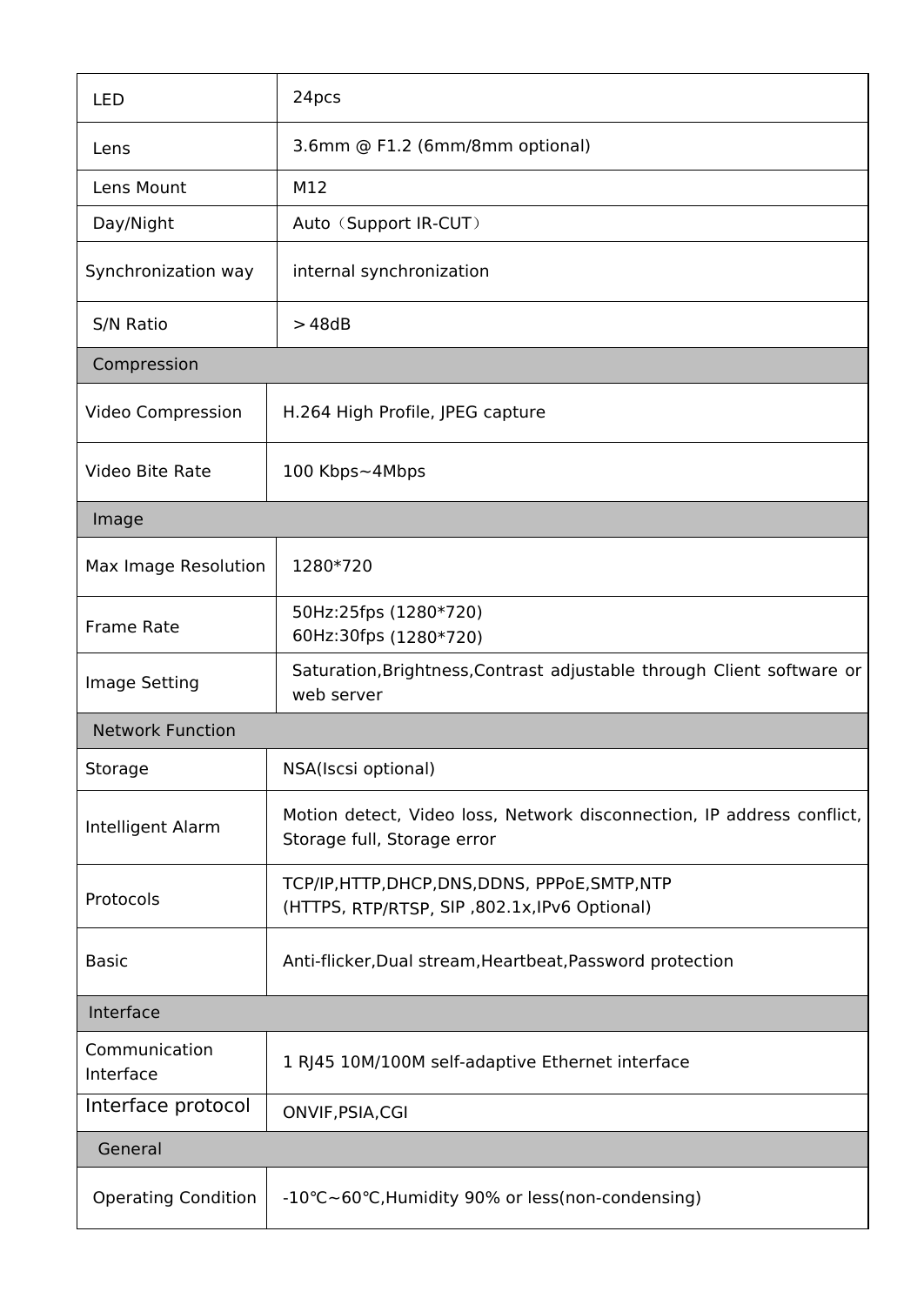| LED | 24pcs |
|---|---|
| Lens | 3.6mm @ F1.2 (6mm/8mm optional) |
| Lens Mount | M12 |
| Day/Night | Auto（Support IR-CUT） |
| Synchronization way | internal synchronization |
| S/N Ratio | ＞48dB |
| **Compression** | |
| Video Compression | H.264 High Profile, JPEG capture |
| Video Bite Rate | 100 Kbps~4Mbps |
| **Image** | |
| Max Image Resolution | 1280*720 |
| Frame Rate | 50Hz:25fps (1280*720)<br>60Hz:30fps (1280*720) |
| Image Setting | Saturation,Brightness,Contrast adjustable through Client software or web server |
| **Network Function** | |
| Storage | NSA(Iscsi optional) |
| Intelligent Alarm | Motion detect, Video loss, Network disconnection, IP address conflict, Storage full, Storage error |
| Protocols | TCP/IP,HTTP,DHCP,DNS,DDNS, PPPoE,SMTP,NTP<br>(HTTPS, RTP/RTSP, SIP ,802.1x,IPv6 Optional) |
| Basic | Anti-flicker,Dual stream,Heartbeat,Password protection |
| **Interface** | |
| Communication Interface | 1 RJ45 10M/100M self-adaptive Ethernet interface |
| Interface protocol | ONVIF,PSIA,CGI |
| **General** | |
| Operating Condition | -10℃~60℃,Humidity 90% or less(non-condensing) |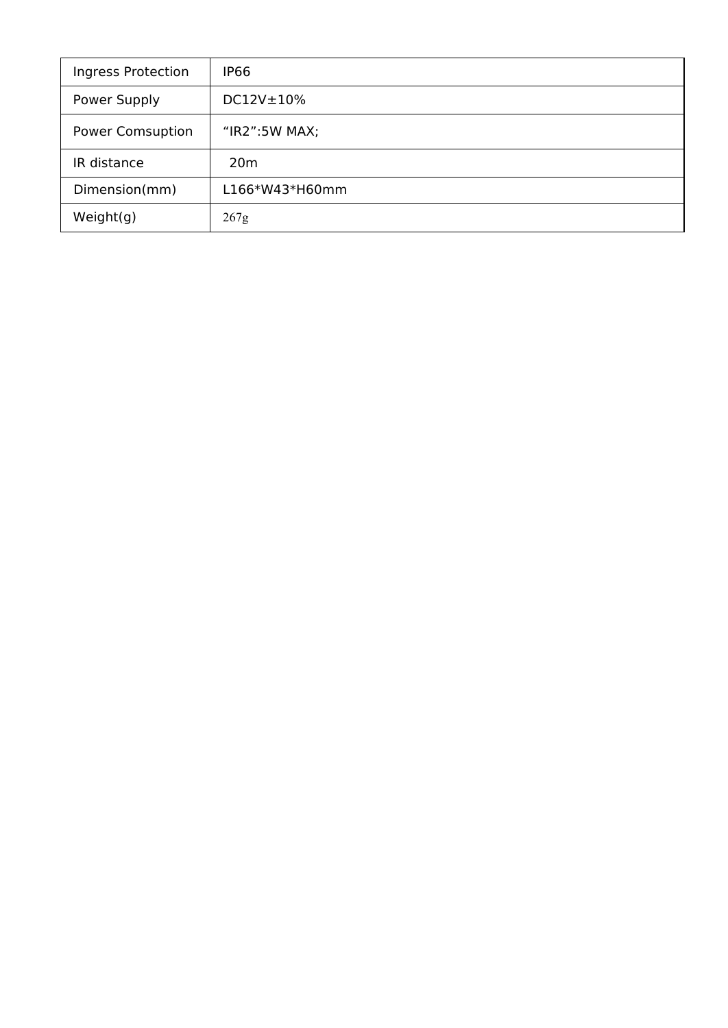| | |
|---|---|
| Ingress Protection | IP66 |
| Power Supply | DC12V±10% |
| Power Comsuption | “IR2”:5W MAX; |
| IR distance | 20m |
| Dimension(mm) | L166*W43*H60mm |
| Weight(g) | 267g |